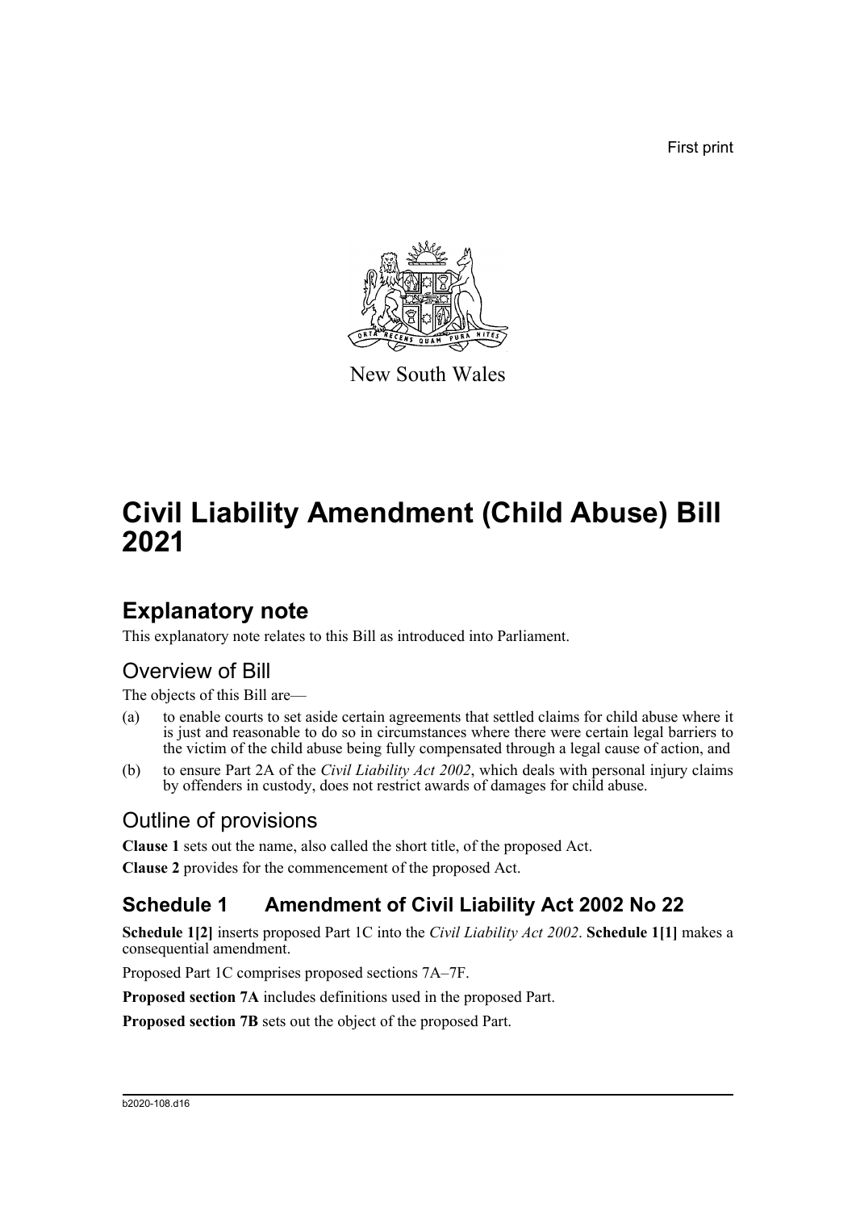First print

New South Wales

# Civil Liability Amendment (Child Abuse) Bill 2021

## Explanatory note

This explanatory note relates to this Bill as introduced into Parliament.

### Overview of Bill

The objects of this Bill are—

(a) to enable courts to set aside certain agreements that settled claims for child abuse where it is just and reasonable to do so in circumstances where there were certain legal barriers to the victim of the child abuse being fully compensated through a legal cause of action, and

(b) to ensure Part 2A of the *Civil Liability Act 2002*, which deals with personal injury claims by offenders in custody, does not restrict awards of damages for child abuse.

### Outline of provisions

**Clause 1** sets out the name, also called the short title, of the proposed Act.

**Clause 2** provides for the commencement of the proposed Act.

## Schedule 1 Amendment of Civil Liability Act 2002 No 22

**Schedule 1[2]** inserts proposed Part 1C into the *Civil Liability Act 2002*. **Schedule 1[1]** makes a consequential amendment.

Proposed Part 1C comprises proposed sections 7A–7F.

**Proposed section 7A** includes definitions used in the proposed Part.

**Proposed section 7B** sets out the object of the proposed Part.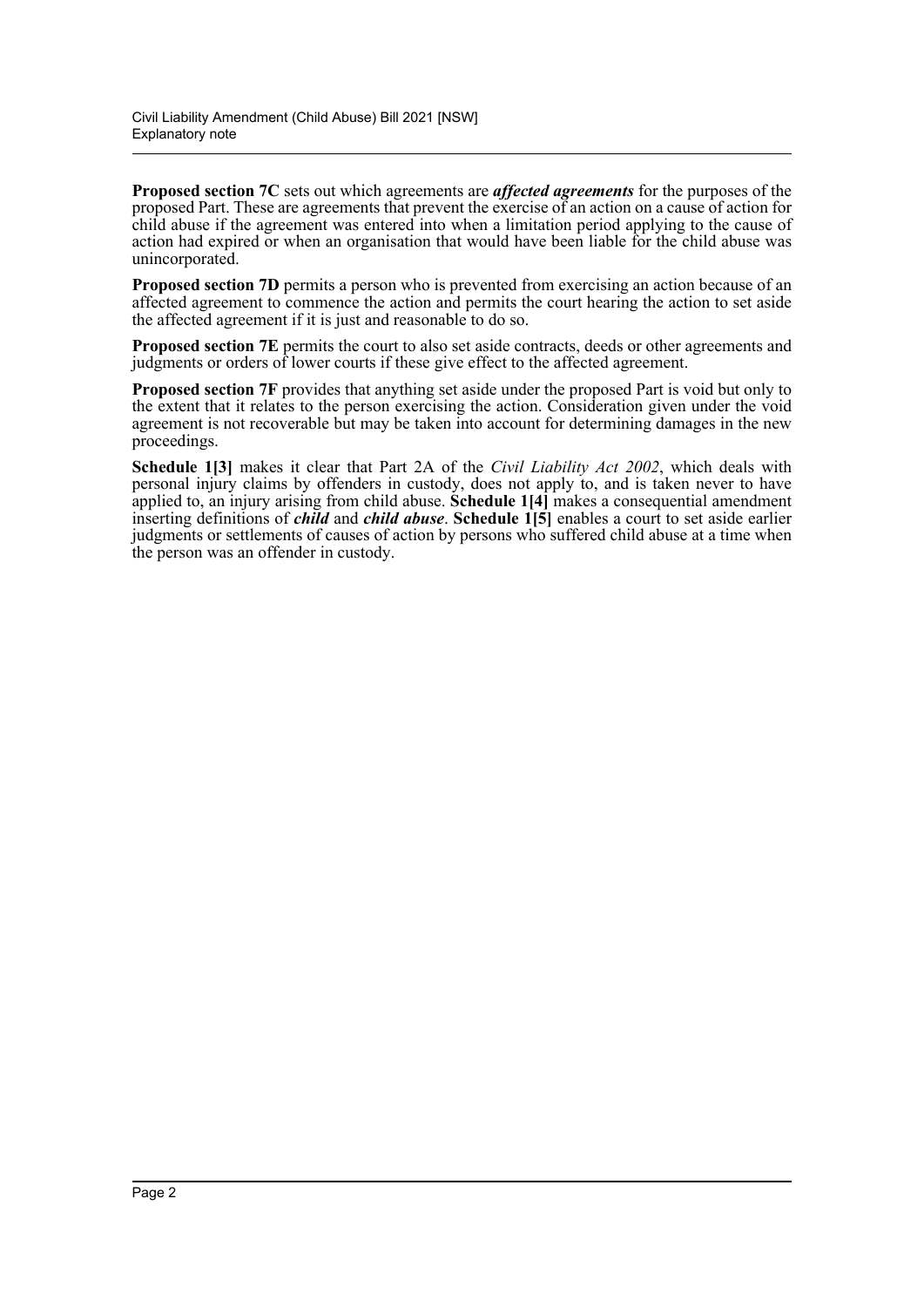**Proposed section 7C** sets out which agreements are ***affected agreements*** for the purposes of the proposed Part. These are agreements that prevent the exercise of an action on a cause of action for child abuse if the agreement was entered into when a limitation period applying to the cause of action had expired or when an organisation that would have been liable for the child abuse was unincorporated.

**Proposed section 7D** permits a person who is prevented from exercising an action because of an affected agreement to commence the action and permits the court hearing the action to set aside the affected agreement if it is just and reasonable to do so.

**Proposed section 7E** permits the court to also set aside contracts, deeds or other agreements and judgments or orders of lower courts if these give effect to the affected agreement.

**Proposed section 7F** provides that anything set aside under the proposed Part is void but only to the extent that it relates to the person exercising the action. Consideration given under the void agreement is not recoverable but may be taken into account for determining damages in the new proceedings.

**Schedule 1[3]** makes it clear that Part 2A of the *Civil Liability Act 2002*, which deals with personal injury claims by offenders in custody, does not apply to, and is taken never to have applied to, an injury arising from child abuse. **Schedule 1[4]** makes a consequential amendment inserting definitions of ***child*** and ***child abuse***. **Schedule 1[5]** enables a court to set aside earlier judgments or settlements of causes of action by persons who suffered child abuse at a time when the person was an offender in custody.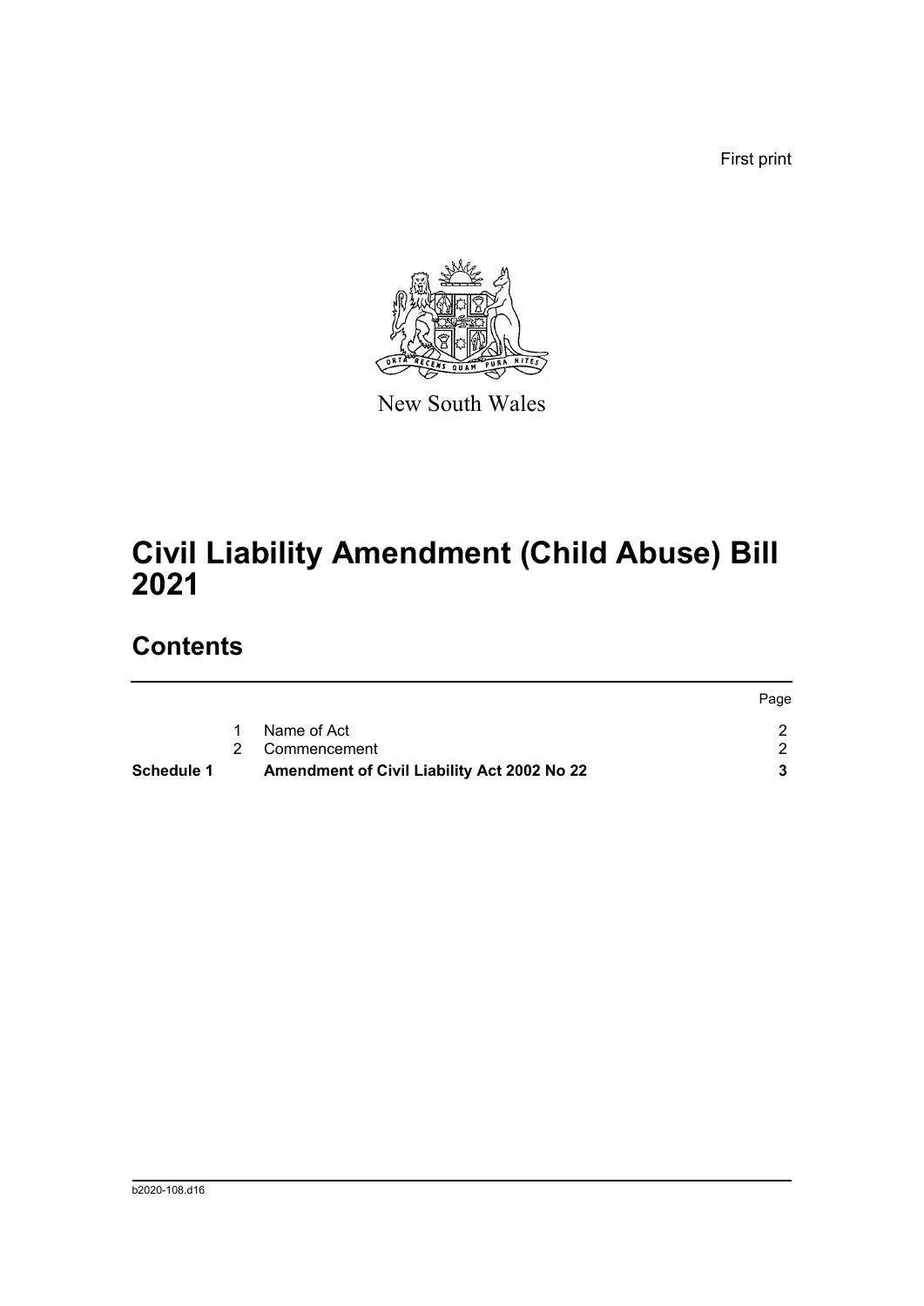First print

New South Wales

# Civil Liability Amendment (Child Abuse) Bill 2021

## Contents

| | | | Page |
|---|---|---|---|
| | 1 | Name of Act | 2 |
| | 2 | Commencement | 2 |
| **Schedule 1** | | **Amendment of Civil Liability Act 2002 No 22** | **3** |

b2020-108.d16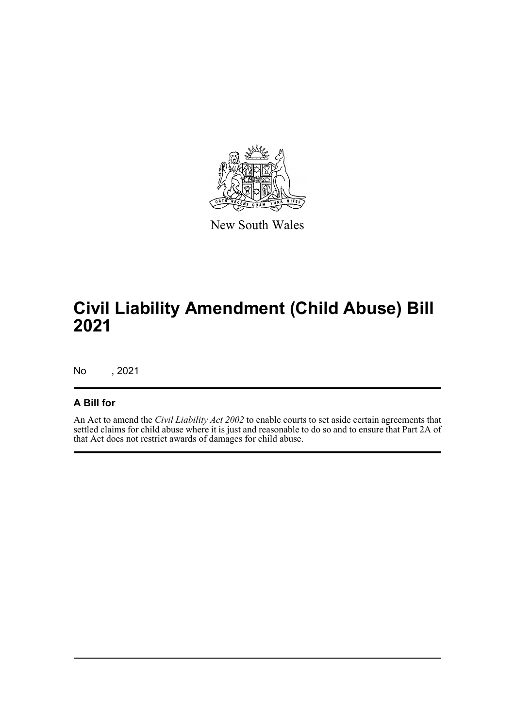New South Wales

# Civil Liability Amendment (Child Abuse) Bill 2021

No , 2021

## A Bill for

An Act to amend the *Civil Liability Act 2002* to enable courts to set aside certain agreements that settled claims for child abuse where it is just and reasonable to do so and to ensure that Part 2A of that Act does not restrict awards of damages for child abuse.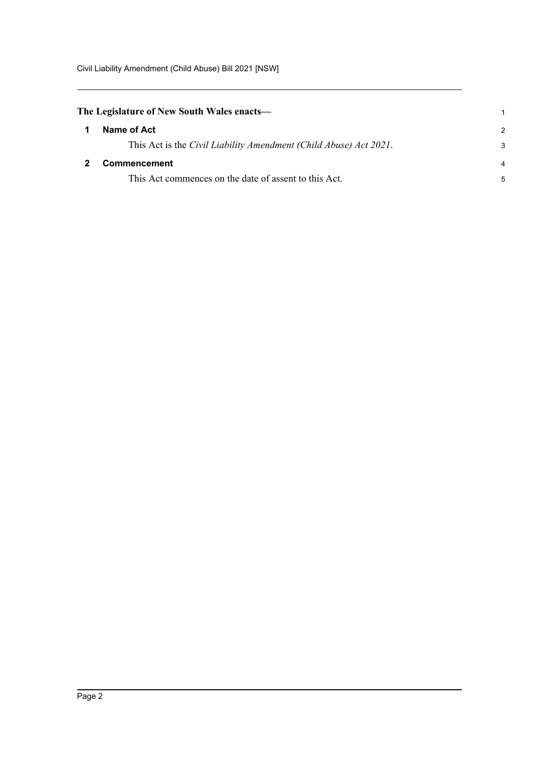**The Legislature of New South Wales enacts—**

### 1 Name of Act

This Act is the *Civil Liability Amendment (Child Abuse) Act 2021*.

### 2 Commencement

This Act commences on the date of assent to this Act.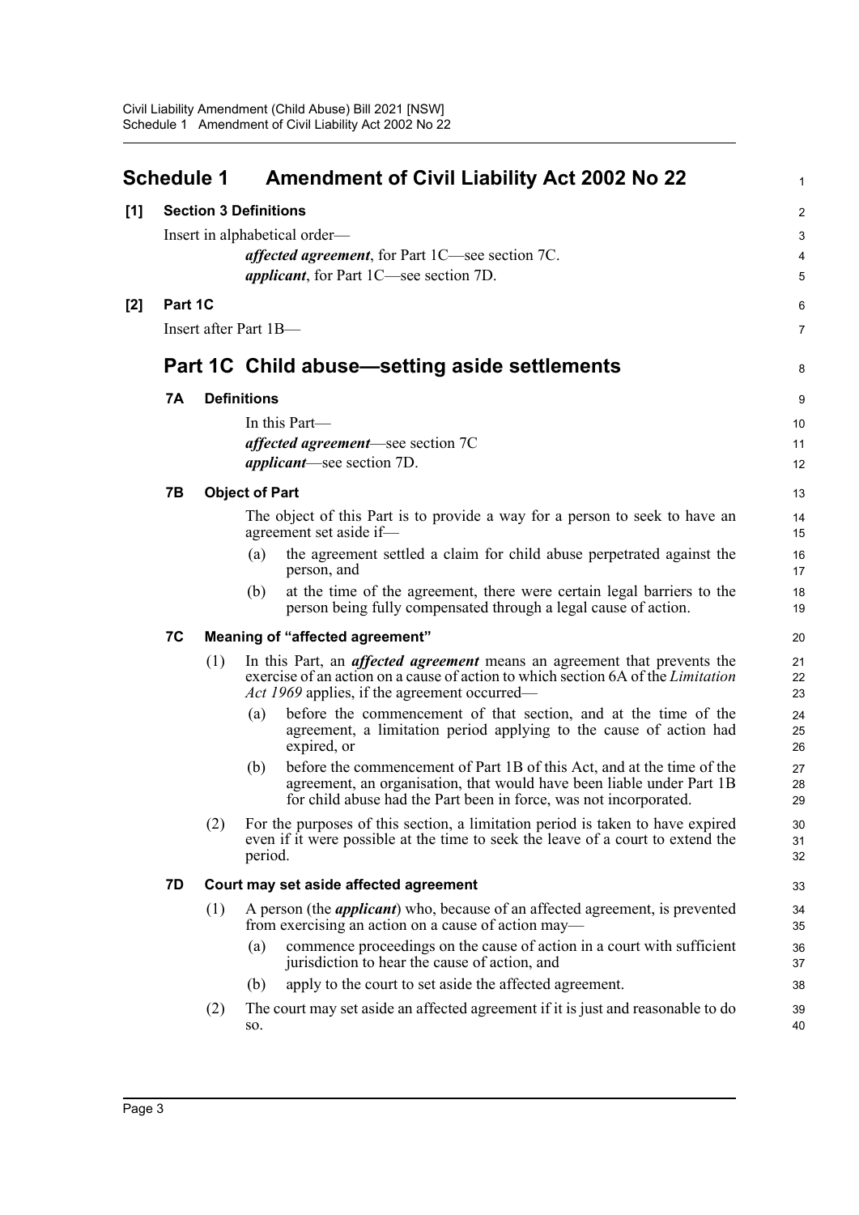# Schedule 1 Amendment of Civil Liability Act 2002 No 22

**[1] Section 3 Definitions**

Insert in alphabetical order—

***affected agreement***, for Part 1C—see section 7C.

***applicant***, for Part 1C—see section 7D.

**[2] Part 1C**

Insert after Part 1B—

## Part 1C Child abuse—setting aside settlements

### 7A Definitions

In this Part—

***affected agreement***—see section 7C

***applicant***—see section 7D.

### 7B Object of Part

The object of this Part is to provide a way for a person to seek to have an agreement set aside if—

(a) the agreement settled a claim for child abuse perpetrated against the person, and

(b) at the time of the agreement, there were certain legal barriers to the person being fully compensated through a legal cause of action.

### 7C Meaning of "affected agreement"

(1) In this Part, an ***affected agreement*** means an agreement that prevents the exercise of an action on a cause of action to which section 6A of the *Limitation Act 1969* applies, if the agreement occurred—

(a) before the commencement of that section, and at the time of the agreement, a limitation period applying to the cause of action had expired, or

(b) before the commencement of Part 1B of this Act, and at the time of the agreement, an organisation, that would have been liable under Part 1B for child abuse had the Part been in force, was not incorporated.

(2) For the purposes of this section, a limitation period is taken to have expired even if it were possible at the time to seek the leave of a court to extend the period.

### 7D Court may set aside affected agreement

(1) A person (the ***applicant***) who, because of an affected agreement, is prevented from exercising an action on a cause of action may—

(a) commence proceedings on the cause of action in a court with sufficient jurisdiction to hear the cause of action, and

(b) apply to the court to set aside the affected agreement.

(2) The court may set aside an affected agreement if it is just and reasonable to do so.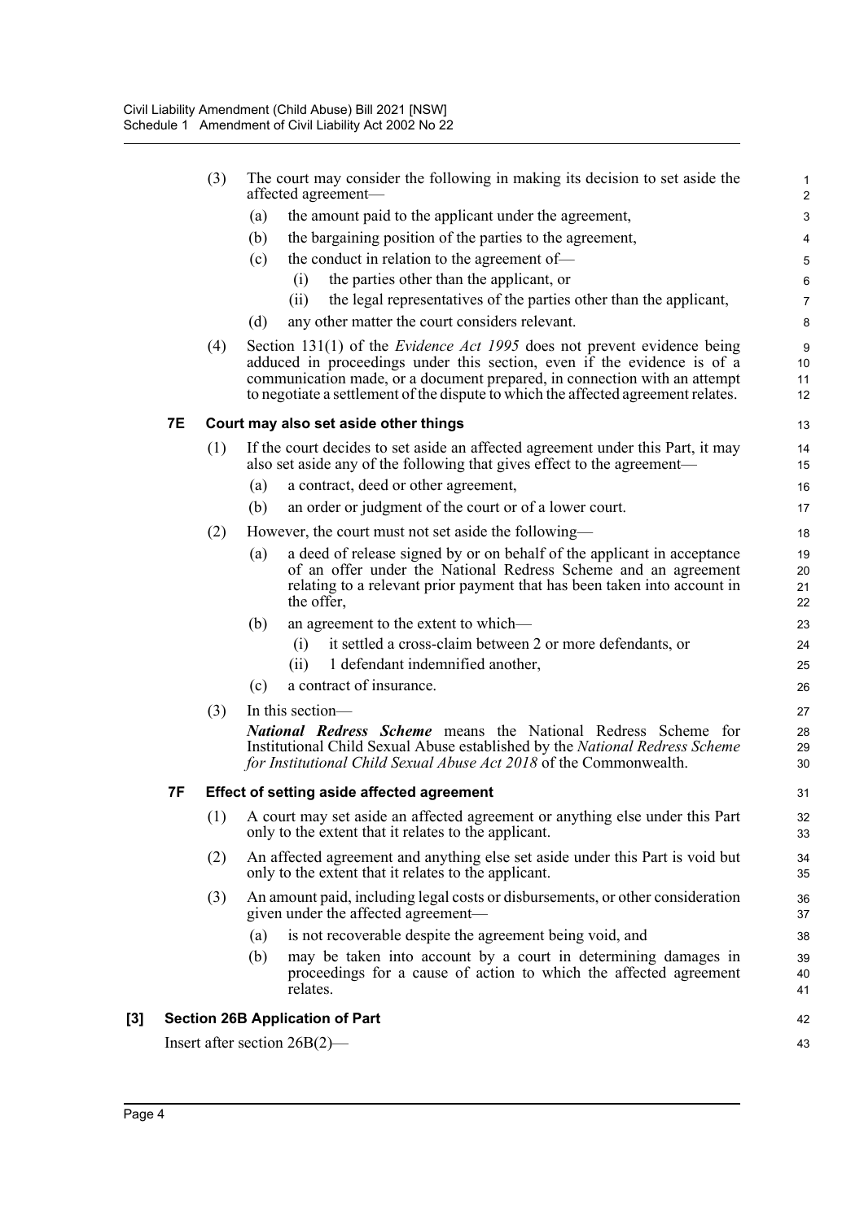(3) The court may consider the following in making its decision to set aside the affected agreement—

(a) the amount paid to the applicant under the agreement,

(b) the bargaining position of the parties to the agreement,

(c) the conduct in relation to the agreement of—

(i) the parties other than the applicant, or

(ii) the legal representatives of the parties other than the applicant,

(d) any other matter the court considers relevant.

(4) Section 131(1) of the *Evidence Act 1995* does not prevent evidence being adduced in proceedings under this section, even if the evidence is of a communication made, or a document prepared, in connection with an attempt to negotiate a settlement of the dispute to which the affected agreement relates.

### 7E Court may also set aside other things

(1) If the court decides to set aside an affected agreement under this Part, it may also set aside any of the following that gives effect to the agreement—

(a) a contract, deed or other agreement,

(b) an order or judgment of the court or of a lower court.

(2) However, the court must not set aside the following—

(a) a deed of release signed by or on behalf of the applicant in acceptance of an offer under the National Redress Scheme and an agreement relating to a relevant prior payment that has been taken into account in the offer,

(b) an agreement to the extent to which—

(i) it settled a cross-claim between 2 or more defendants, or

(ii) 1 defendant indemnified another,

(c) a contract of insurance.

(3) In this section—

***National Redress Scheme*** means the National Redress Scheme for Institutional Child Sexual Abuse established by the *National Redress Scheme for Institutional Child Sexual Abuse Act 2018* of the Commonwealth.

### 7F Effect of setting aside affected agreement

(1) A court may set aside an affected agreement or anything else under this Part only to the extent that it relates to the applicant.

(2) An affected agreement and anything else set aside under this Part is void but only to the extent that it relates to the applicant.

(3) An amount paid, including legal costs or disbursements, or other consideration given under the affected agreement—

(a) is not recoverable despite the agreement being void, and

(b) may be taken into account by a court in determining damages in proceedings for a cause of action to which the affected agreement relates.

## [3] Section 26B Application of Part

Insert after section 26B(2)—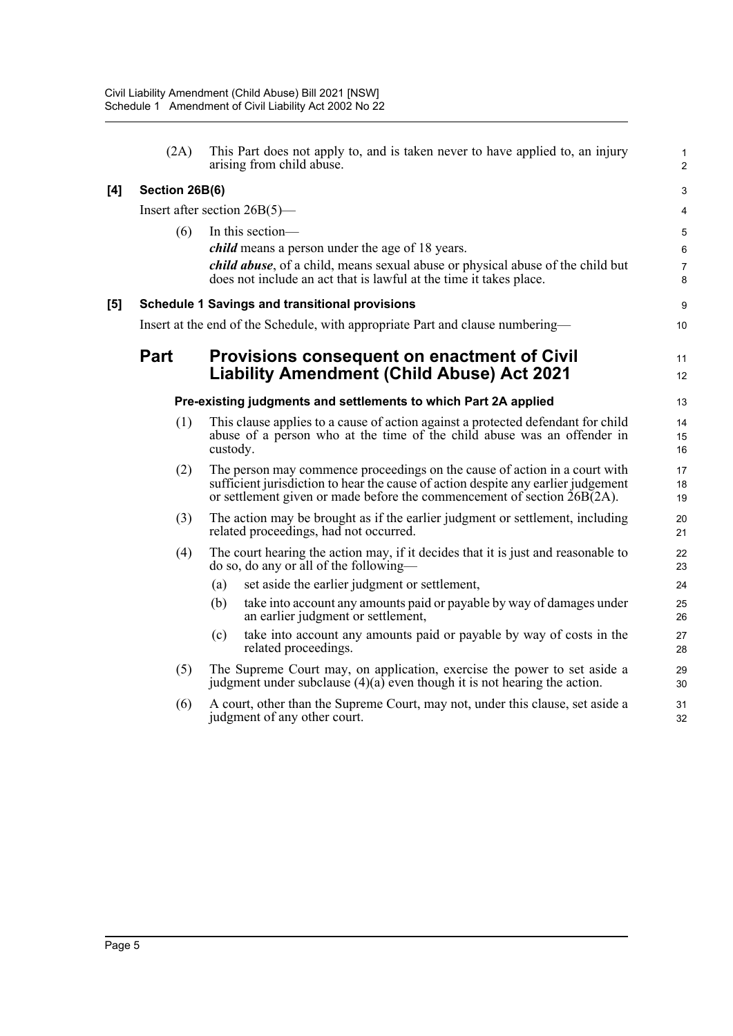(2A) This Part does not apply to, and is taken never to have applied to, an injury arising from child abuse.

**[4] Section 26B(6)**

Insert after section 26B(5)—

(6) In this section—

***child*** means a person under the age of 18 years.

***child abuse***, of a child, means sexual abuse or physical abuse of the child but does not include an act that is lawful at the time it takes place.

**[5] Schedule 1 Savings and transitional provisions**

Insert at the end of the Schedule, with appropriate Part and clause numbering—

## Part Provisions consequent on enactment of Civil Liability Amendment (Child Abuse) Act 2021

#### Pre-existing judgments and settlements to which Part 2A applied

(1) This clause applies to a cause of action against a protected defendant for child abuse of a person who at the time of the child abuse was an offender in custody.

(2) The person may commence proceedings on the cause of action in a court with sufficient jurisdiction to hear the cause of action despite any earlier judgement or settlement given or made before the commencement of section 26B(2A).

(3) The action may be brought as if the earlier judgment or settlement, including related proceedings, had not occurred.

(4) The court hearing the action may, if it decides that it is just and reasonable to do so, do any or all of the following—

(a) set aside the earlier judgment or settlement,

(b) take into account any amounts paid or payable by way of damages under an earlier judgment or settlement,

(c) take into account any amounts paid or payable by way of costs in the related proceedings.

(5) The Supreme Court may, on application, exercise the power to set aside a judgment under subclause (4)(a) even though it is not hearing the action.

(6) A court, other than the Supreme Court, may not, under this clause, set aside a judgment of any other court.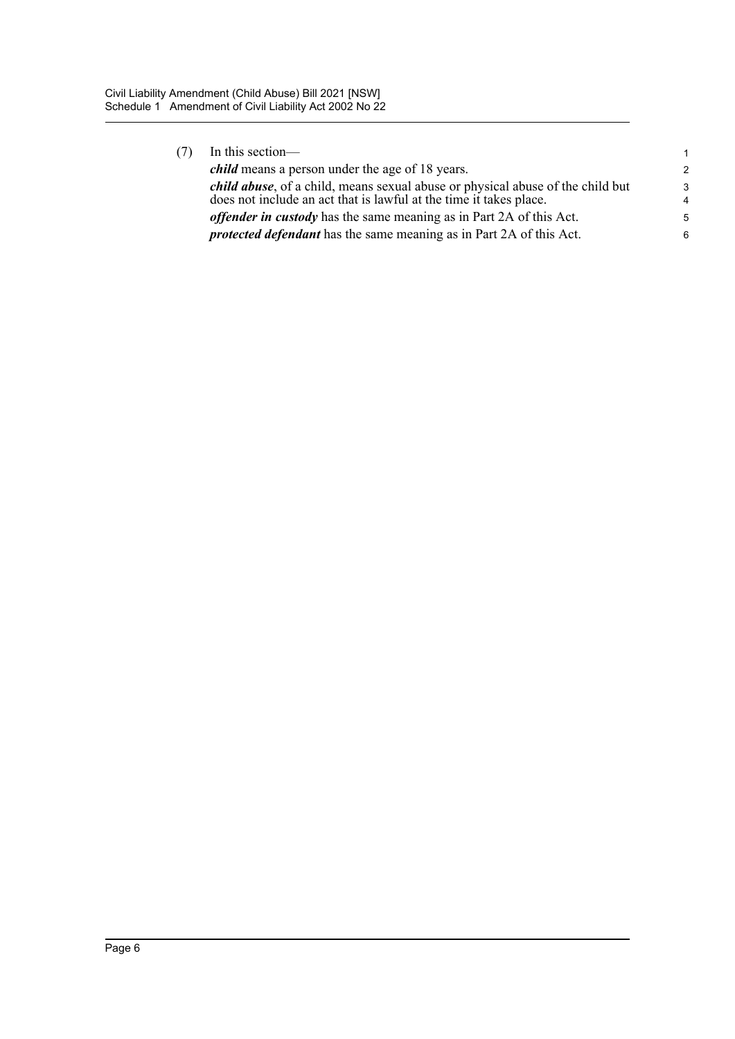(7) In this section—

***child*** means a person under the age of 18 years.

***child abuse***, of a child, means sexual abuse or physical abuse of the child but does not include an act that is lawful at the time it takes place.

***offender in custody*** has the same meaning as in Part 2A of this Act.

***protected defendant*** has the same meaning as in Part 2A of this Act.